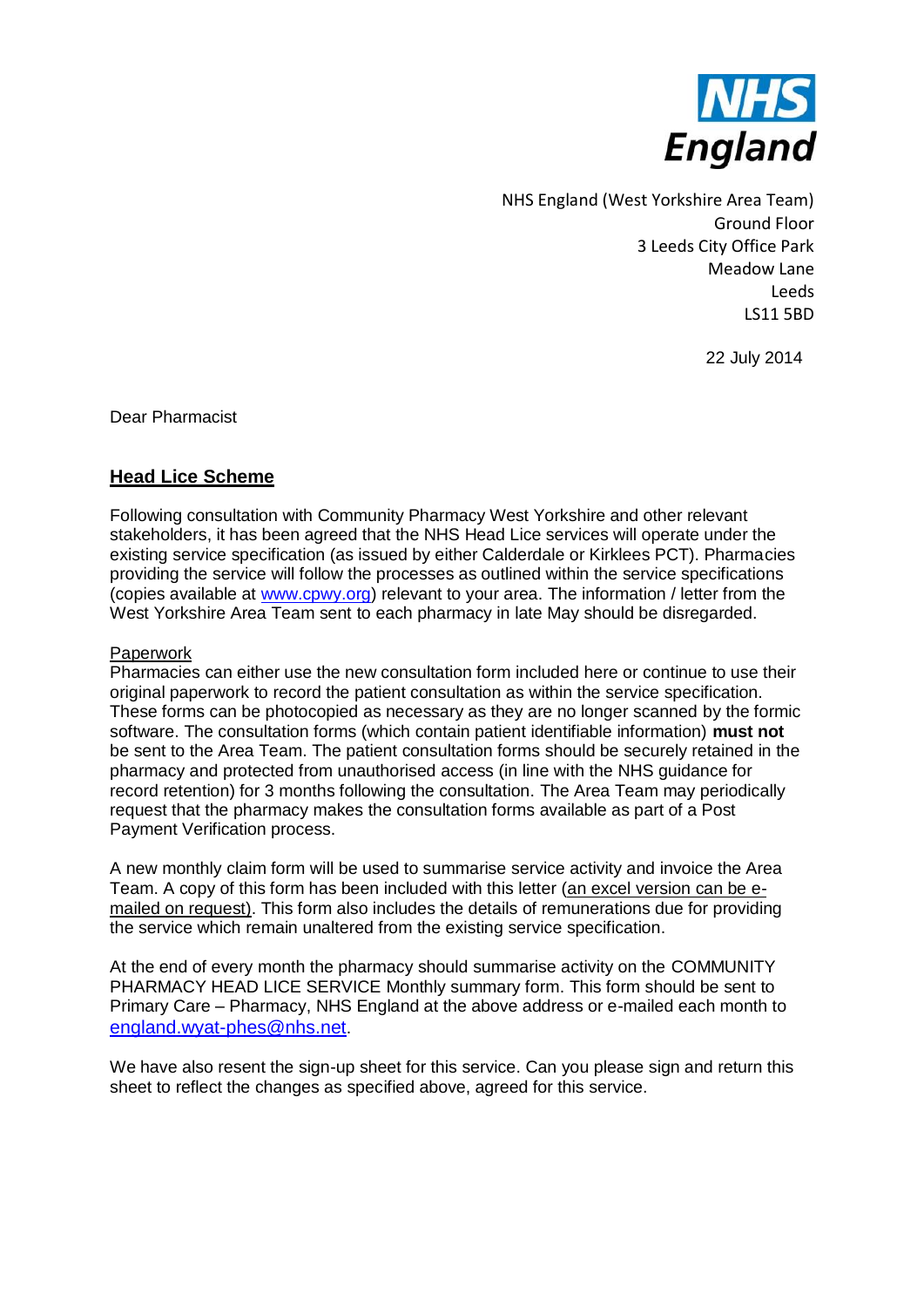NHS England

NHS England (West Yorkshire Area Team)
Ground Floor
3 Leeds City Office Park
Meadow Lane
Leeds
LS11 5BD

22 July 2014

Dear Pharmacist

## Head Lice Scheme

Following consultation with Community Pharmacy West Yorkshire and other relevant stakeholders, it has been agreed that the NHS Head Lice services will operate under the existing service specification (as issued by either Calderdale or Kirklees PCT). Pharmacies providing the service will follow the processes as outlined within the service specifications (copies available at www.cpwy.org) relevant to your area. The information / letter from the West Yorkshire Area Team sent to each pharmacy in late May should be disregarded.

Paperwork

Pharmacies can either use the new consultation form included here or continue to use their original paperwork to record the patient consultation as within the service specification. These forms can be photocopied as necessary as they are no longer scanned by the formic software. The consultation forms (which contain patient identifiable information) **must not** be sent to the Area Team. The patient consultation forms should be securely retained in the pharmacy and protected from unauthorised access (in line with the NHS guidance for record retention) for 3 months following the consultation. The Area Team may periodically request that the pharmacy makes the consultation forms available as part of a Post Payment Verification process.

A new monthly claim form will be used to summarise service activity and invoice the Area Team. A copy of this form has been included with this letter (an excel version can be e-mailed on request). This form also includes the details of remunerations due for providing the service which remain unaltered from the existing service specification.

At the end of every month the pharmacy should summarise activity on the COMMUNITY PHARMACY HEAD LICE SERVICE Monthly summary form. This form should be sent to Primary Care – Pharmacy, NHS England at the above address or e-mailed each month to england.wyat-phes@nhs.net.

We have also resent the sign-up sheet for this service. Can you please sign and return this sheet to reflect the changes as specified above, agreed for this service.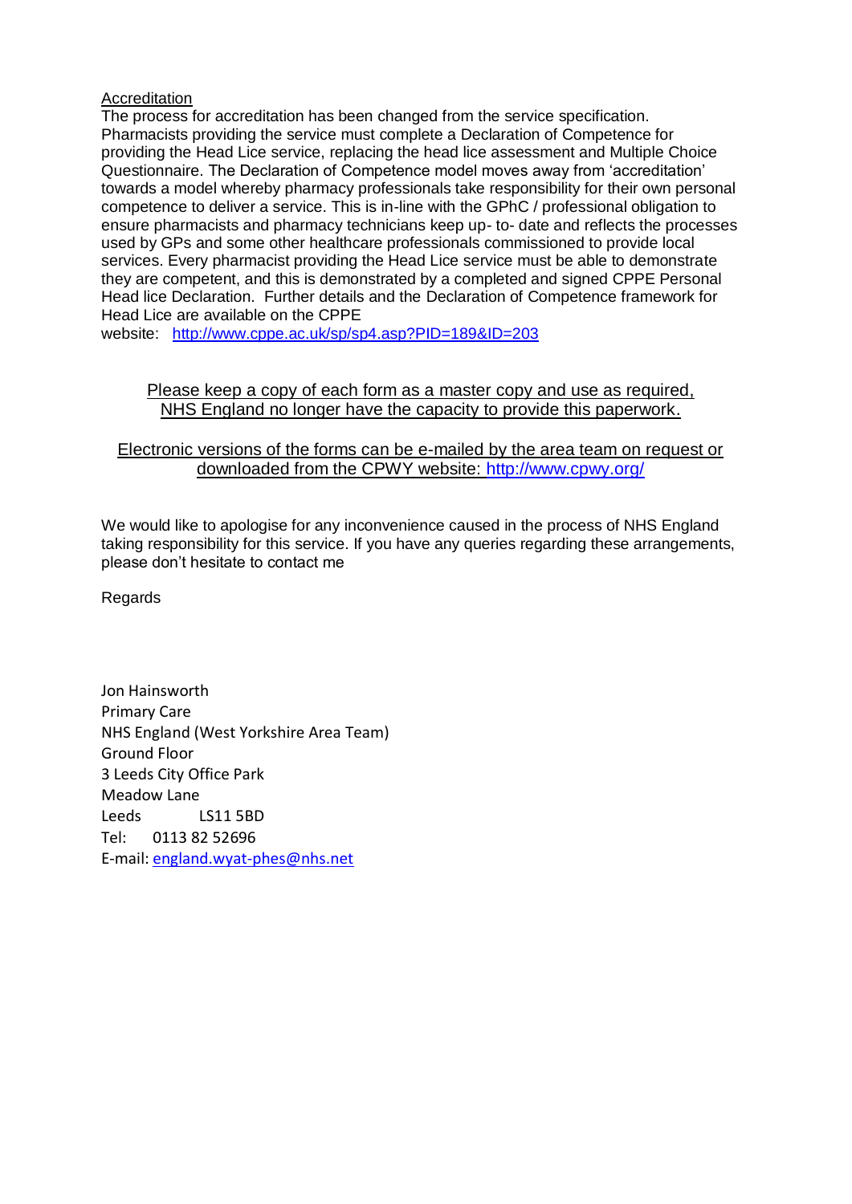Accreditation

The process for accreditation has been changed from the service specification. Pharmacists providing the service must complete a Declaration of Competence for providing the Head Lice service, replacing the head lice assessment and Multiple Choice Questionnaire. The Declaration of Competence model moves away from 'accreditation' towards a model whereby pharmacy professionals take responsibility for their own personal competence to deliver a service. This is in-line with the GPhC / professional obligation to ensure pharmacists and pharmacy technicians keep up- to- date and reflects the processes used by GPs and some other healthcare professionals commissioned to provide local services. Every pharmacist providing the Head Lice service must be able to demonstrate they are competent, and this is demonstrated by a completed and signed CPPE Personal Head lice Declaration. Further details and the Declaration of Competence framework for Head Lice are available on the CPPE website: http://www.cppe.ac.uk/sp/sp4.asp?PID=189&ID=203

Please keep a copy of each form as a master copy and use as required, NHS England no longer have the capacity to provide this paperwork.

Electronic versions of the forms can be e-mailed by the area team on request or downloaded from the CPWY website: http://www.cpwy.org/

We would like to apologise for any inconvenience caused in the process of NHS England taking responsibility for this service. If you have any queries regarding these arrangements, please don't hesitate to contact me

Regards

Jon Hainsworth
Primary Care
NHS England (West Yorkshire Area Team)
Ground Floor
3 Leeds City Office Park
Meadow Lane
Leeds LS11 5BD
Tel: 0113 82 52696
E-mail: england.wyat-phes@nhs.net